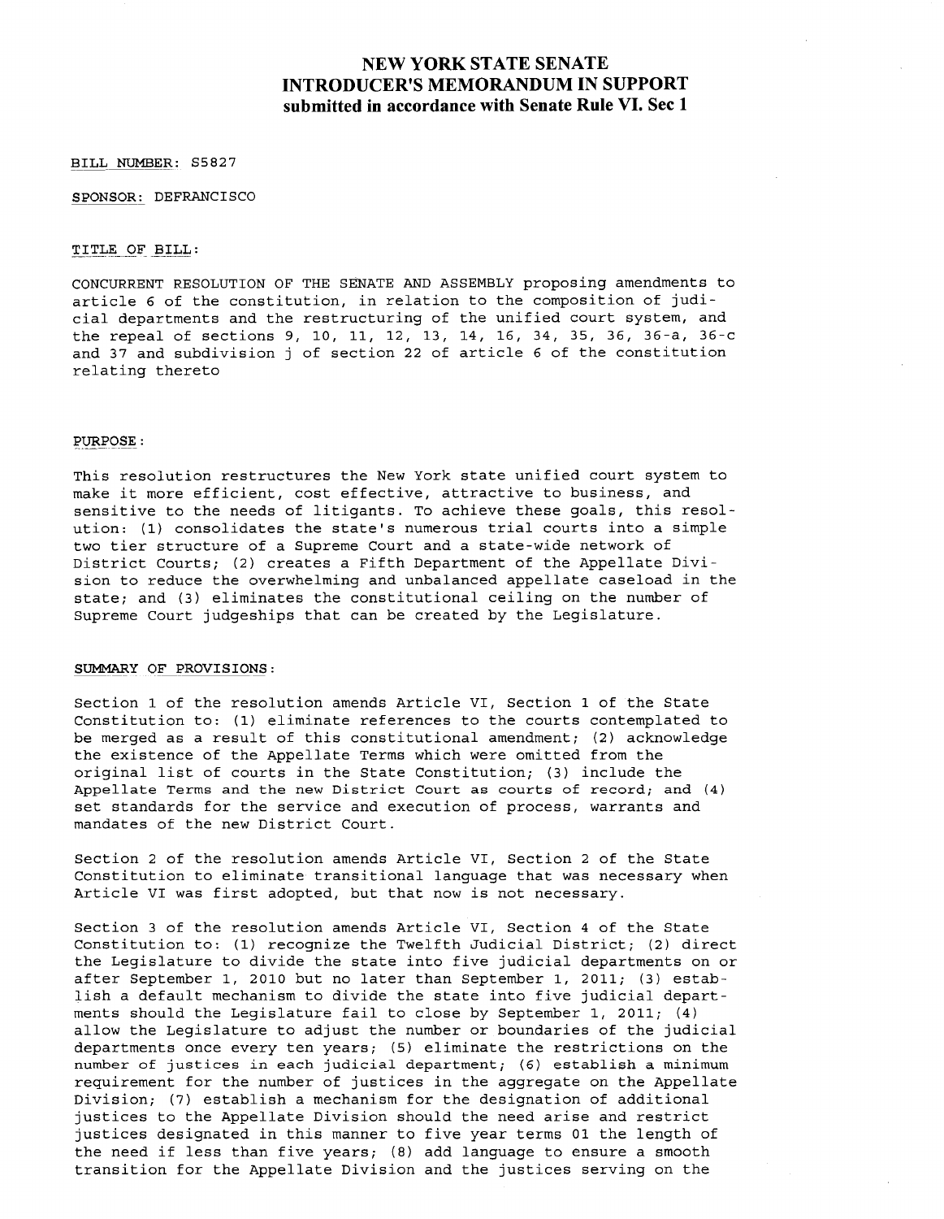# NEW YORK STATE SENATE
## INTRODUCER'S MEMORANDUM IN SUPPORT
### submitted in accordance with Senate Rule VI. Sec 1

BILL NUMBER: S5827

SPONSOR: DEFRANCISCO

TITLE OF BILL:

CONCURRENT RESOLUTION OF THE SENATE AND ASSEMBLY proposing amendments to article 6 of the constitution, in relation to the composition of judicial departments and the restructuring of the unified court system, and the repeal of sections 9, 10, 11, 12, 13, 14, 16, 34, 35, 36, 36-a, 36-c and 37 and subdivision j of section 22 of article 6 of the constitution relating thereto

PURPOSE:

This resolution restructures the New York state unified court system to make it more efficient, cost effective, attractive to business, and sensitive to the needs of litigants. To achieve these goals, this resolution: (1) consolidates the state's numerous trial courts into a simple two tier structure of a Supreme Court and a state-wide network of District Courts; (2) creates a Fifth Department of the Appellate Division to reduce the overwhelming and unbalanced appellate caseload in the state; and (3) eliminates the constitutional ceiling on the number of Supreme Court judgeships that can be created by the Legislature.

SUMMARY OF PROVISIONS:

Section 1 of the resolution amends Article VI, Section 1 of the State Constitution to: (1) eliminate references to the courts contemplated to be merged as a result of this constitutional amendment; (2) acknowledge the existence of the Appellate Terms which were omitted from the original list of courts in the State Constitution; (3) include the Appellate Terms and the new District Court as courts of record; and (4) set standards for the service and execution of process, warrants and mandates of the new District Court.

Section 2 of the resolution amends Article VI, Section 2 of the State Constitution to eliminate transitional language that was necessary when Article VI was first adopted, but that now is not necessary.

Section 3 of the resolution amends Article VI, Section 4 of the State Constitution to: (1) recognize the Twelfth Judicial District; (2) direct the Legislature to divide the state into five judicial departments on or after September 1, 2010 but no later than September 1, 2011; (3) establish a default mechanism to divide the state into five judicial departments should the Legislature fail to close by September 1, 2011; (4) allow the Legislature to adjust the number or boundaries of the judicial departments once every ten years; (5) eliminate the restrictions on the number of justices in each judicial department; (6) establish a minimum requirement for the number of justices in the aggregate on the Appellate Division; (7) establish a mechanism for the designation of additional justices to the Appellate Division should the need arise and restrict justices designated in this manner to five year terms 01 the length of the need if less than five years; (8) add language to ensure a smooth transition for the Appellate Division and the justices serving on the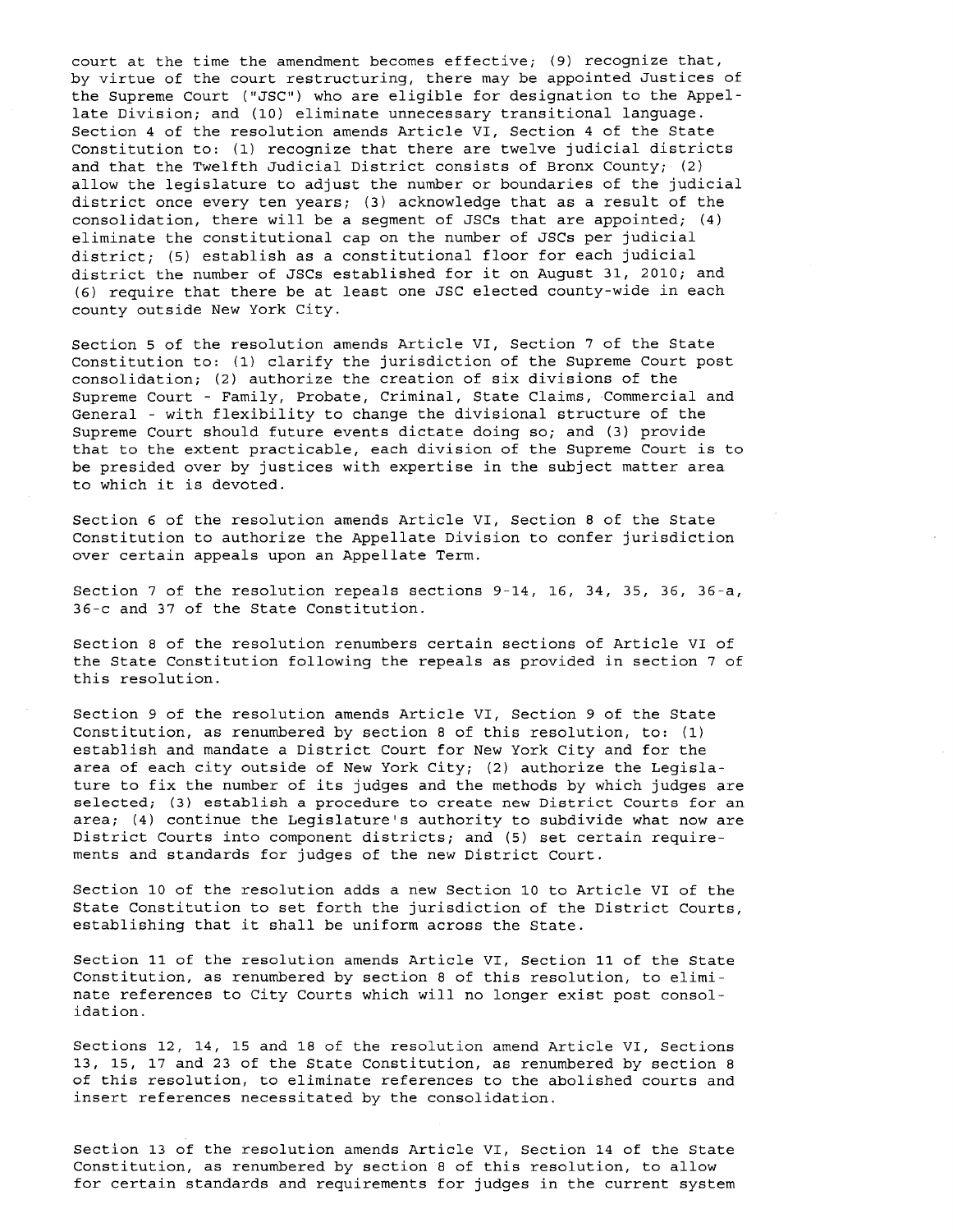court at the time the amendment becomes effective; (9) recognize that, by virtue of the court restructuring, there may be appointed Justices of the Supreme Court ("JSC") who are eligible for designation to the Appellate Division; and (10) eliminate unnecessary transitional language. Section 4 of the resolution amends Article VI, Section 4 of the State Constitution to: (1) recognize that there are twelve judicial districts and that the Twelfth Judicial District consists of Bronx County; (2) allow the legislature to adjust the number or boundaries of the judicial district once every ten years; (3) acknowledge that as a result of the consolidation, there will be a segment of JSCs that are appointed; (4) eliminate the constitutional cap on the number of JSCs per judicial district; (5) establish as a constitutional floor for each judicial district the number of JSCs established for it on August 31, 2010; and (6) require that there be at least one JSC elected county-wide in each county outside New York City.

Section 5 of the resolution amends Article VI, Section 7 of the State Constitution to: (1) clarify the jurisdiction of the Supreme Court post consolidation; (2) authorize the creation of six divisions of the Supreme Court - Family, Probate, Criminal, State Claims, Commercial and General - with flexibility to change the divisional structure of the Supreme Court should future events dictate doing so; and (3) provide that to the extent practicable, each division of the Supreme Court is to be presided over by justices with expertise in the subject matter area to which it is devoted.

Section 6 of the resolution amends Article VI, Section 8 of the State Constitution to authorize the Appellate Division to confer jurisdiction over certain appeals upon an Appellate Term.

Section 7 of the resolution repeals sections 9-14, 16, 34, 35, 36, 36-a, 36-c and 37 of the State Constitution.

Section 8 of the resolution renumbers certain sections of Article VI of the State Constitution following the repeals as provided in section 7 of this resolution.

Section 9 of the resolution amends Article VI, Section 9 of the State Constitution, as renumbered by section 8 of this resolution, to: (1) establish and mandate a District Court for New York City and for the area of each city outside of New York City; (2) authorize the Legislature to fix the number of its judges and the methods by which judges are selected; (3) establish a procedure to create new District Courts for an area; (4) continue the Legislature's authority to subdivide what now are District Courts into component districts; and (5) set certain requirements and standards for judges of the new District Court.

Section 10 of the resolution adds a new Section 10 to Article VI of the State Constitution to set forth the jurisdiction of the District Courts, establishing that it shall be uniform across the State.

Section 11 of the resolution amends Article VI, Section 11 of the State Constitution, as renumbered by section 8 of this resolution, to eliminate references to City Courts which will no longer exist post consolidation.

Sections 12, 14, 15 and 18 of the resolution amend Article VI, Sections 13, 15, 17 and 23 of the State Constitution, as renumbered by section 8 of this resolution, to eliminate references to the abolished courts and insert references necessitated by the consolidation.

Section 13 of the resolution amends Article VI, Section 14 of the State Constitution, as renumbered by section 8 of this resolution, to allow for certain standards and requirements for judges in the current system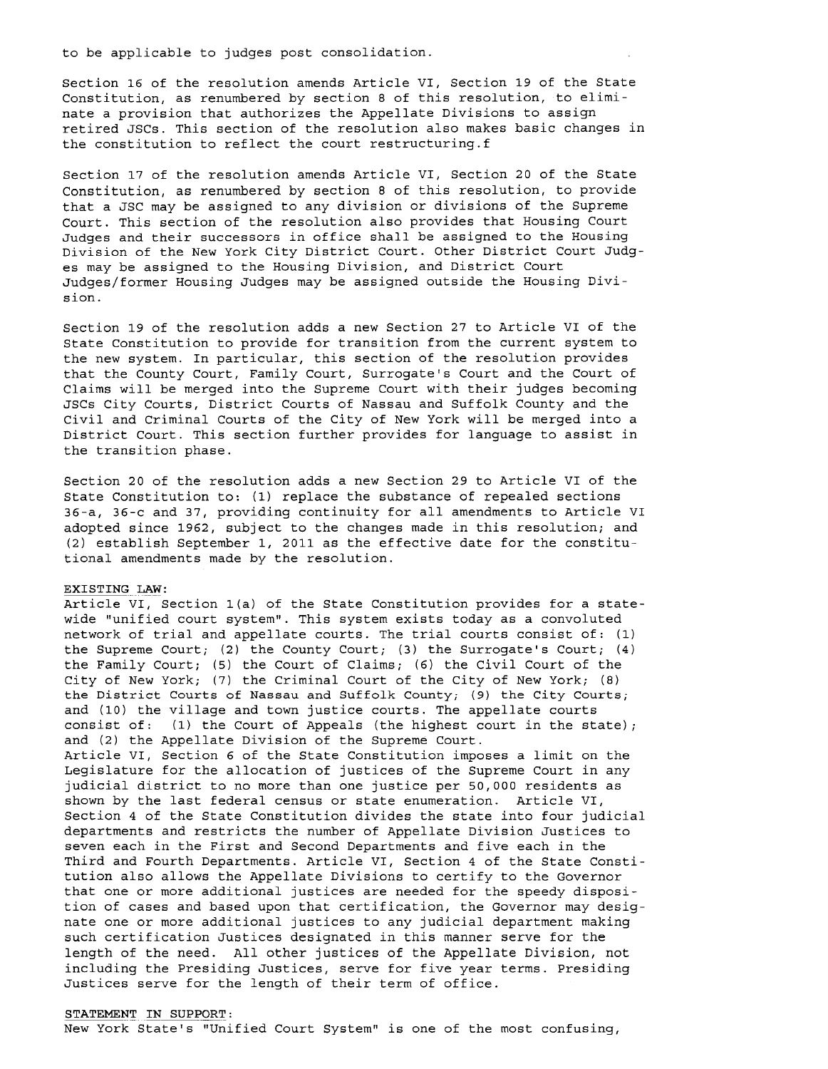to be applicable to judges post consolidation.

Section 16 of the resolution amends Article VI, Section 19 of the State Constitution, as renumbered by section 8 of this resolution, to eliminate a provision that authorizes the Appellate Divisions to assign retired JSCs. This section of the resolution also makes basic changes in the constitution to reflect the court restructuring.f

Section 17 of the resolution amends Article VI, Section 20 of the State Constitution, as renumbered by section 8 of this resolution, to provide that a JSC may be assigned to any division or divisions of the Supreme Court. This section of the resolution also provides that Housing Court Judges and their successors in office shall be assigned to the Housing Division of the New York City District Court. Other District Court Judges may be assigned to the Housing Division, and District Court Judges/former Housing Judges may be assigned outside the Housing Division.

Section 19 of the resolution adds a new Section 27 to Article VI of the State Constitution to provide for transition from the current system to the new system. In particular, this section of the resolution provides that the County Court, Family Court, Surrogate's Court and the Court of Claims will be merged into the Supreme Court with their judges becoming JSCs City Courts, District Courts of Nassau and Suffolk County and the Civil and Criminal Courts of the City of New York will be merged into a District Court. This section further provides for language to assist in the transition phase.

Section 20 of the resolution adds a new Section 29 to Article VI of the State Constitution to: (1) replace the substance of repealed sections 36-a, 36-c and 37, providing continuity for all amendments to Article VI adopted since 1962, subject to the changes made in this resolution; and (2) establish September 1, 2011 as the effective date for the constitutional amendments made by the resolution.

EXISTING LAW:
Article VI, Section 1(a) of the State Constitution provides for a statewide "unified court system". This system exists today as a convoluted network of trial and appellate courts. The trial courts consist of: (1) the Supreme Court; (2) the County Court; (3) the Surrogate's Court; (4) the Family Court; (5) the Court of Claims; (6) the Civil Court of the City of New York; (7) the Criminal Court of the City of New York; (8) the District Courts of Nassau and Suffolk County; (9) the City Courts; and (10) the village and town justice courts. The appellate courts consist of: (1) the Court of Appeals (the highest court in the state); and (2) the Appellate Division of the Supreme Court.
Article VI, Section 6 of the State Constitution imposes a limit on the Legislature for the allocation of justices of the Supreme Court in any judicial district to no more than one justice per 50,000 residents as shown by the last federal census or state enumeration. Article VI, Section 4 of the State Constitution divides the state into four judicial departments and restricts the number of Appellate Division Justices to seven each in the First and Second Departments and five each in the Third and Fourth Departments. Article VI, Section 4 of the State Constitution also allows the Appellate Divisions to certify to the Governor that one or more additional justices are needed for the speedy disposition of cases and based upon that certification, the Governor may designate one or more additional justices to any judicial department making such certification Justices designated in this manner serve for the length of the need. All other justices of the Appellate Division, not including the Presiding Justices, serve for five year terms. Presiding Justices serve for the length of their term of office.

STATEMENT IN SUPPORT:
New York State's "Unified Court System" is one of the most confusing,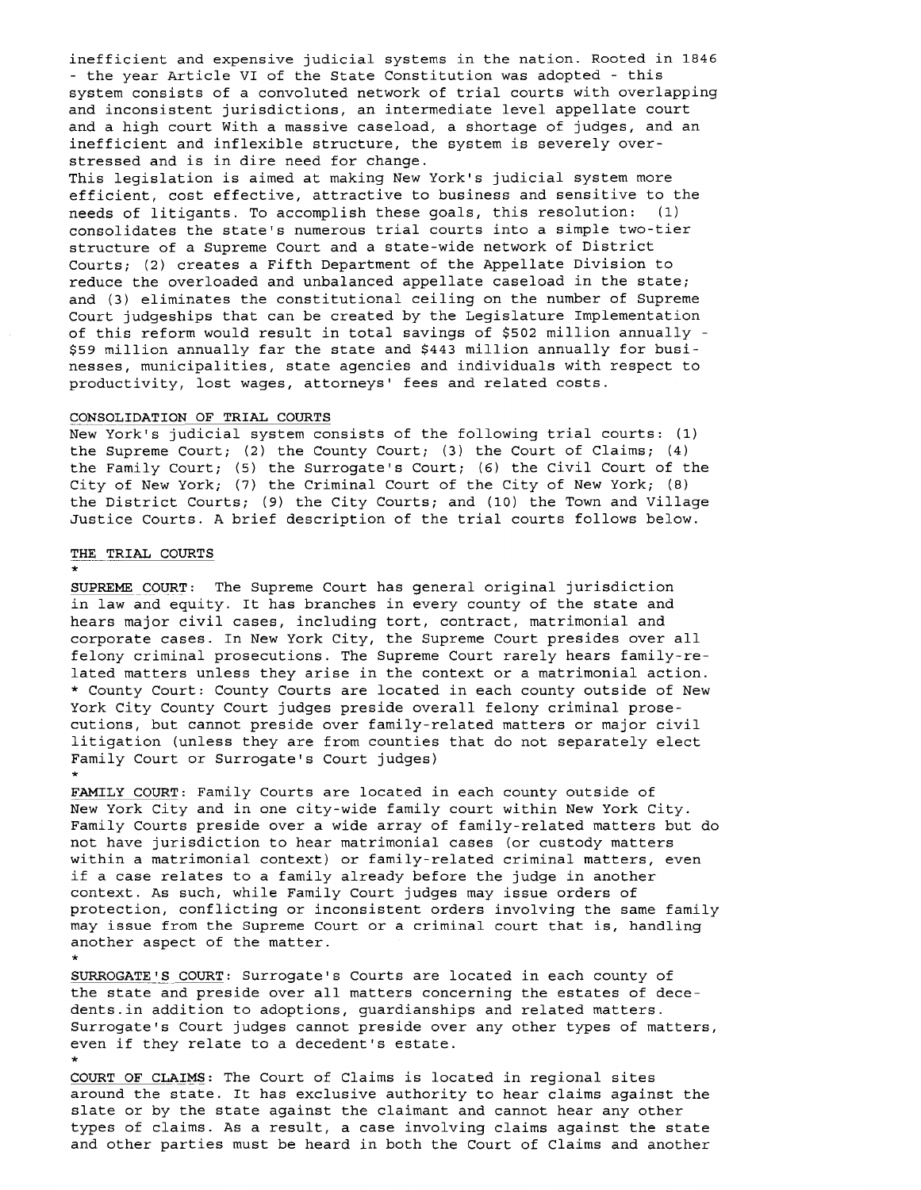inefficient and expensive judicial systems in the nation. Rooted in 1846 - the year Article VI of the State Constitution was adopted - this system consists of a convoluted network of trial courts with overlapping and inconsistent jurisdictions, an intermediate level appellate court and a high court With a massive caseload, a shortage of judges, and an inefficient and inflexible structure, the system is severely over-stressed and is in dire need for change.

This legislation is aimed at making New York's judicial system more efficient, cost effective, attractive to business and sensitive to the needs of litigants. To accomplish these goals, this resolution: (1) consolidates the state's numerous trial courts into a simple two-tier structure of a Supreme Court and a state-wide network of District Courts; (2) creates a Fifth Department of the Appellate Division to reduce the overloaded and unbalanced appellate caseload in the state; and (3) eliminates the constitutional ceiling on the number of Supreme Court judgeships that can be created by the Legislature Implementation of this reform would result in total savings of $502 million annually - $59 million annually far the state and $443 million annually for businesses, municipalities, state agencies and individuals with respect to productivity, lost wages, attorneys' fees and related costs.

CONSOLIDATION OF TRIAL COURTS

New York's judicial system consists of the following trial courts: (1) the Supreme Court; (2) the County Court; (3) the Court of Claims; (4) the Family Court; (5) the Surrogate's Court; (6) the Civil Court of the City of New York; (7) the Criminal Court of the City of New York; (8) the District Courts; (9) the City Courts; and (10) the Town and Village Justice Courts. A brief description of the trial courts follows below.

THE TRIAL COURTS

* SUPREME COURT: The Supreme Court has general original jurisdiction in law and equity. It has branches in every county of the state and hears major civil cases, including tort, contract, matrimonial and corporate cases. In New York City, the Supreme Court presides over all felony criminal prosecutions. The Supreme Court rarely hears family-related matters unless they arise in the context or a matrimonial action.
* County Court: County Courts are located in each county outside of New York City County Court judges preside overall felony criminal prosecutions, but cannot preside over family-related matters or major civil litigation (unless they are from counties that do not separately elect Family Court or Surrogate's Court judges)
* FAMILY COURT: Family Courts are located in each county outside of New York City and in one city-wide family court within New York City. Family Courts preside over a wide array of family-related matters but do not have jurisdiction to hear matrimonial cases (or custody matters within a matrimonial context) or family-related criminal matters, even if a case relates to a family already before the judge in another context. As such, while Family Court judges may issue orders of protection, conflicting or inconsistent orders involving the same family may issue from the Supreme Court or a criminal court that is, handling another aspect of the matter.
* SURROGATE'S COURT: Surrogate's Courts are located in each county of the state and preside over all matters concerning the estates of decedents.in addition to adoptions, guardianships and related matters. Surrogate's Court judges cannot preside over any other types of matters, even if they relate to a decedent's estate.
* COURT OF CLAIMS: The Court of Claims is located in regional sites around the state. It has exclusive authority to hear claims against the slate or by the state against the claimant and cannot hear any other types of claims. As a result, a case involving claims against the state and other parties must be heard in both the Court of Claims and another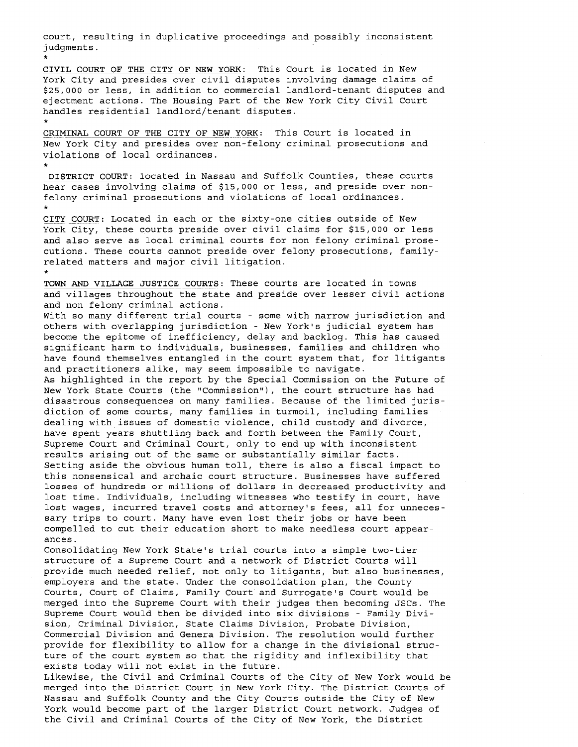court, resulting in duplicative proceedings and possibly inconsistent judgments.

*

CIVIL COURT OF THE CITY OF NEW YORK: This Court is located in New York City and presides over civil disputes involving damage claims of $25,000 or less, in addition to commercial landlord-tenant disputes and ejectment actions. The Housing Part of the New York City Civil Court handles residential landlord/tenant disputes.

*

CRIMINAL COURT OF THE CITY OF NEW YORK: This Court is located in New York City and presides over non-felony criminal prosecutions and violations of local ordinances.

*

DISTRICT COURT: located in Nassau and Suffolk Counties, these courts hear cases involving claims of $15,000 or less, and preside over non-felony criminal prosecutions and violations of local ordinances.

*

CITY COURT: Located in each or the sixty-one cities outside of New York City, these courts preside over civil claims for $15,000 or less and also serve as local criminal courts for non felony criminal prosecutions. These courts cannot preside over felony prosecutions, family-related matters and major civil litigation.

*

TOWN AND VILLAGE JUSTICE COURTS: These courts are located in towns and villages throughout the state and preside over lesser civil actions and non felony criminal actions.

With so many different trial courts - some with narrow jurisdiction and others with overlapping jurisdiction - New York's judicial system has become the epitome of inefficiency, delay and backlog. This has caused significant harm to individuals, businesses, families and children who have found themselves entangled in the court system that, for litigants and practitioners alike, may seem impossible to navigate.

As highlighted in the report by the Special Commission on the Future of New York State Courts (the "Commission"), the court structure has had disastrous consequences on many families. Because of the limited jurisdiction of some courts, many families in turmoil, including families dealing with issues of domestic violence, child custody and divorce, have spent years shuttling back and forth between the Family Court, Supreme Court and Criminal Court, only to end up with inconsistent results arising out of the same or substantially similar facts.

Setting aside the obvious human toll, there is also a fiscal impact to this nonsensical and archaic court structure. Businesses have suffered losses of hundreds or millions of dollars in decreased productivity and lost time. Individuals, including witnesses who testify in court, have lost wages, incurred travel costs and attorney's fees, all for unnecessary trips to court. Many have even lost their jobs or have been compelled to cut their education short to make needless court appearances.

Consolidating New York State's trial courts into a simple two-tier structure of a Supreme Court and a network of District Courts will provide much needed relief, not only to litigants, but also businesses, employers and the state. Under the consolidation plan, the County Courts, Court of Claims, Family Court and Surrogate's Court would be merged into the Supreme Court with their judges then becoming JSCs. The Supreme Court would then be divided into six divisions - Family Division, Criminal Division, State Claims Division, Probate Division, Commercial Division and Genera Division. The resolution would further provide for flexibility to allow for a change in the divisional structure of the court system so that the rigidity and inflexibility that exists today will not exist in the future.

Likewise, the Civil and Criminal Courts of the City of New York would be merged into the District Court in New York City. The District Courts of Nassau and Suffolk County and the City Courts outside the City of New York would become part of the larger District Court network. Judges of the Civil and Criminal Courts of the City of New York, the District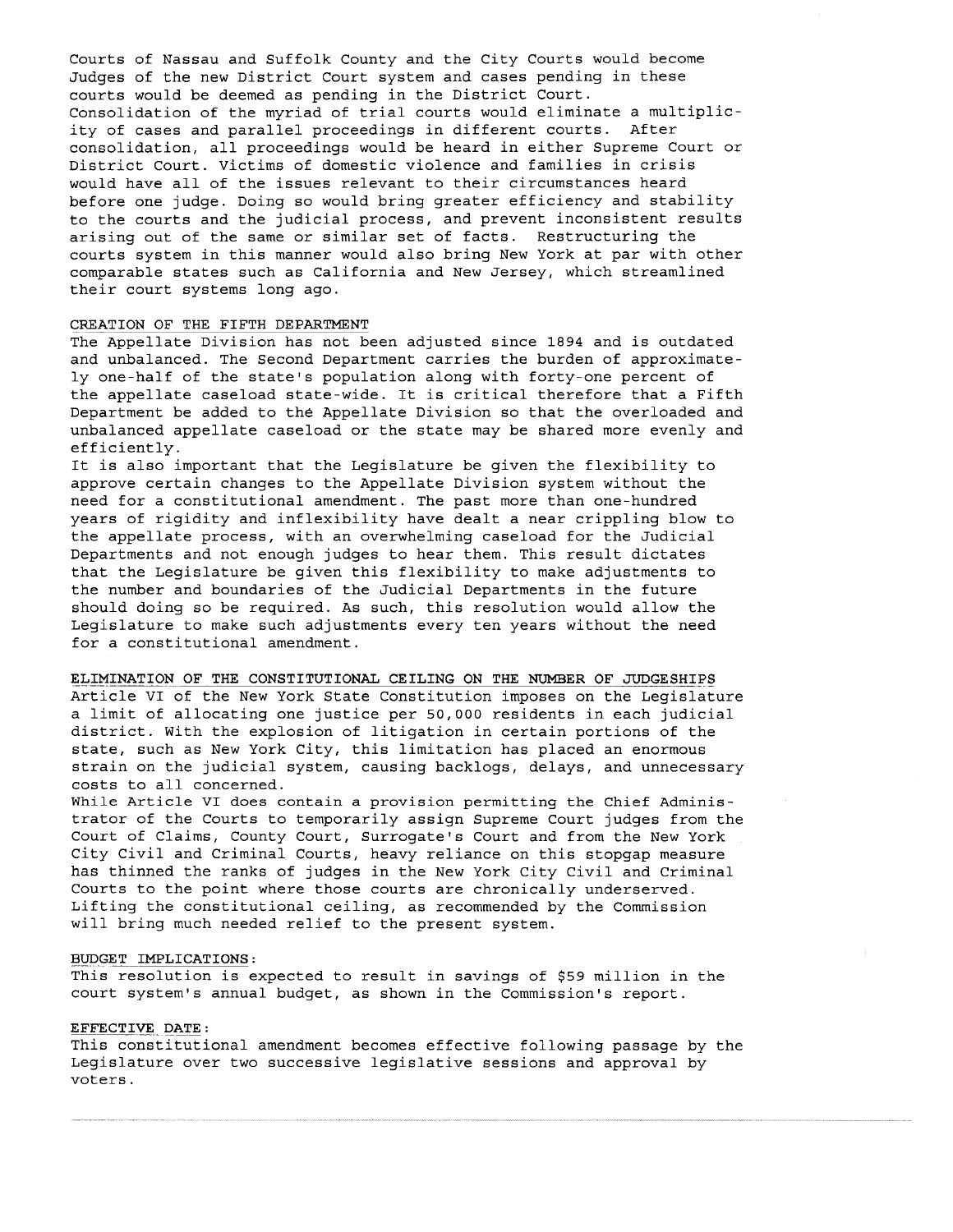Courts of Nassau and Suffolk County and the City Courts would become Judges of the new District Court system and cases pending in these courts would be deemed as pending in the District Court.
Consolidation of the myriad of trial courts would eliminate a multiplicity of cases and parallel proceedings in different courts. After consolidation, all proceedings would be heard in either Supreme Court or District Court. Victims of domestic violence and families in crisis would have all of the issues relevant to their circumstances heard before one judge. Doing so would bring greater efficiency and stability to the courts and the judicial process, and prevent inconsistent results arising out of the same or similar set of facts. Restructuring the courts system in this manner would also bring New York at par with other comparable states such as California and New Jersey, which streamlined their court systems long ago.

## CREATION OF THE FIFTH DEPARTMENT

The Appellate Division has not been adjusted since 1894 and is outdated and unbalanced. The Second Department carries the burden of approximately one-half of the state's population along with forty-one percent of the appellate caseload state-wide. It is critical therefore that a Fifth Department be added to the Appellate Division so that the overloaded and unbalanced appellate caseload or the state may be shared more evenly and efficiently.
It is also important that the Legislature be given the flexibility to approve certain changes to the Appellate Division system without the need for a constitutional amendment. The past more than one-hundred years of rigidity and inflexibility have dealt a near crippling blow to the appellate process, with an overwhelming caseload for the Judicial Departments and not enough judges to hear them. This result dictates that the Legislature be given this flexibility to make adjustments to the number and boundaries of the Judicial Departments in the future should doing so be required. As such, this resolution would allow the Legislature to make such adjustments every ten years without the need for a constitutional amendment.

## ELIMINATION OF THE CONSTITUTIONAL CEILING ON THE NUMBER OF JUDGESHIPS

Article VI of the New York State Constitution imposes on the Legislature a limit of allocating one justice per 50,000 residents in each judicial district. With the explosion of litigation in certain portions of the state, such as New York City, this limitation has placed an enormous strain on the judicial system, causing backlogs, delays, and unnecessary costs to all concerned.
While Article VI does contain a provision permitting the Chief Administrator of the Courts to temporarily assign Supreme Court judges from the Court of Claims, County Court, Surrogate's Court and from the New York City Civil and Criminal Courts, heavy reliance on this stopgap measure has thinned the ranks of judges in the New York City Civil and Criminal Courts to the point where those courts are chronically underserved. Lifting the constitutional ceiling, as recommended by the Commission will bring much needed relief to the present system.

## BUDGET IMPLICATIONS:

This resolution is expected to result in savings of $59 million in the court system's annual budget, as shown in the Commission's report.

## EFFECTIVE DATE:

This constitutional amendment becomes effective following passage by the Legislature over two successive legislative sessions and approval by voters.